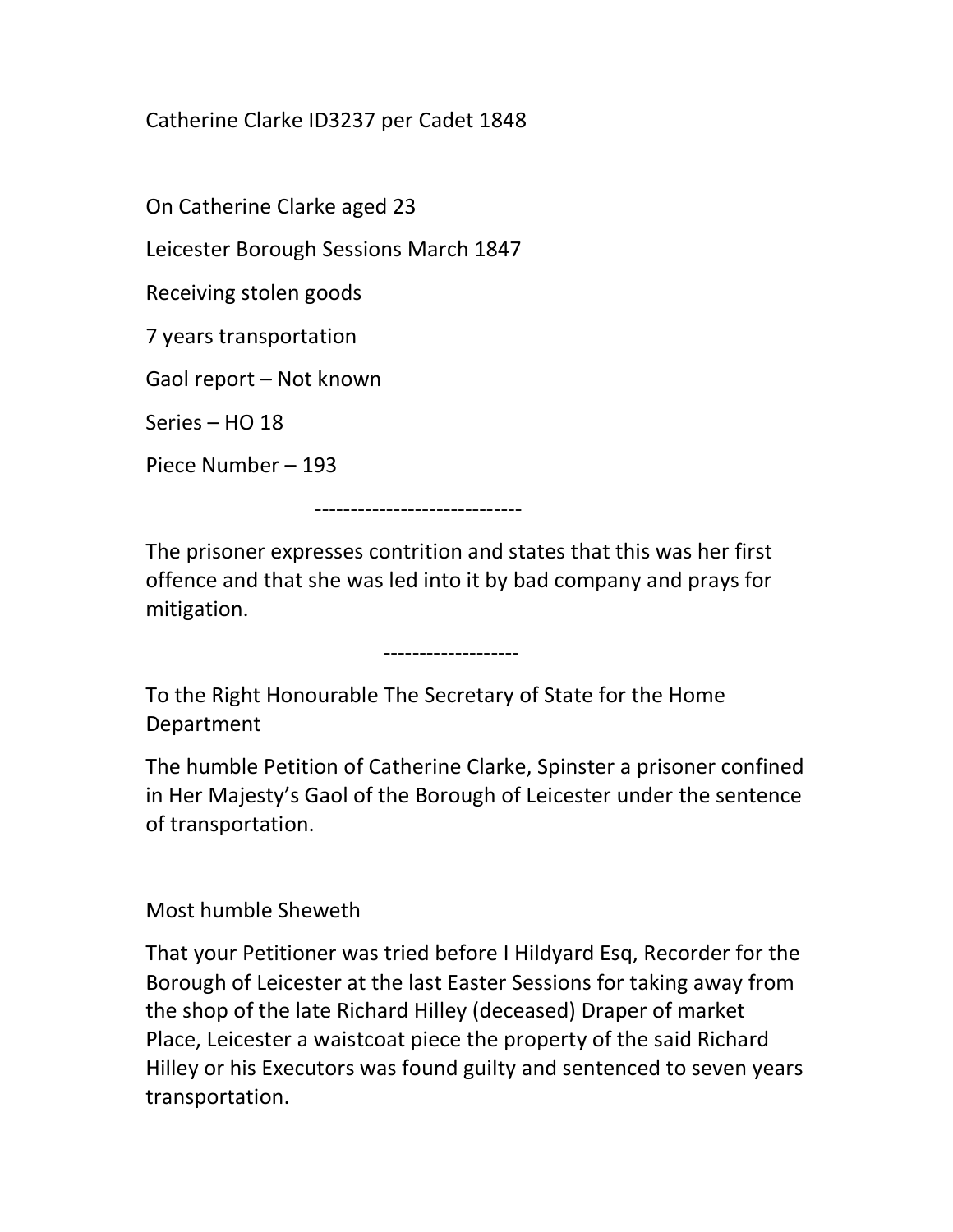Catherine Clarke ID3237 per Cadet 1848

On Catherine Clarke aged 23

Leicester Borough Sessions March 1847

Receiving stolen goods

7 years transportation

Gaol report – Not known

Series – HO 18

Piece Number – 193

-----------------------------

The prisoner expresses contrition and states that this was her first offence and that she was led into it by bad company and prays for mitigation.

-------------------

To the Right Honourable The Secretary of State for the Home Department

The humble Petition of Catherine Clarke, Spinster a prisoner confined in Her Majesty's Gaol of the Borough of Leicester under the sentence of transportation.

Most humble Sheweth

That your Petitioner was tried before I Hildyard Esq, Recorder for the Borough of Leicester at the last Easter Sessions for taking away from the shop of the late Richard Hilley (deceased) Draper of market Place, Leicester a waistcoat piece the property of the said Richard Hilley or his Executors was found guilty and sentenced to seven years transportation.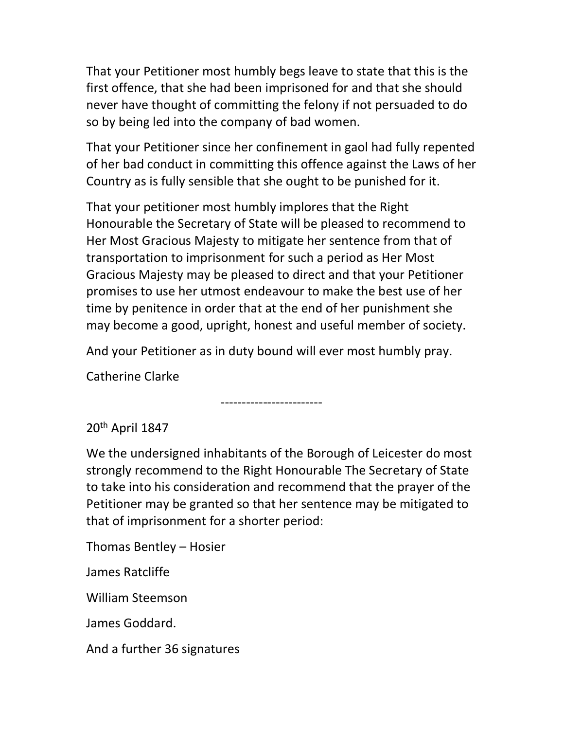That your Petitioner most humbly begs leave to state that this is the first offence, that she had been imprisoned for and that she should never have thought of committing the felony if not persuaded to do so by being led into the company of bad women.

That your Petitioner since her confinement in gaol had fully repented of her bad conduct in committing this offence against the Laws of her Country as is fully sensible that she ought to be punished for it.

That your petitioner most humbly implores that the Right Honourable the Secretary of State will be pleased to recommend to Her Most Gracious Majesty to mitigate her sentence from that of transportation to imprisonment for such a period as Her Most Gracious Majesty may be pleased to direct and that your Petitioner promises to use her utmost endeavour to make the best use of her time by penitence in order that at the end of her punishment she may become a good, upright, honest and useful member of society.

And your Petitioner as in duty bound will ever most humbly pray.

Catherine Clarke

-----------------------

20th April 1847

We the undersigned inhabitants of the Borough of Leicester do most strongly recommend to the Right Honourable The Secretary of State to take into his consideration and recommend that the prayer of the Petitioner may be granted so that her sentence may be mitigated to that of imprisonment for a shorter period:

Thomas Bentley – Hosier

James Ratcliffe

William Steemson

James Goddard.

And a further 36 signatures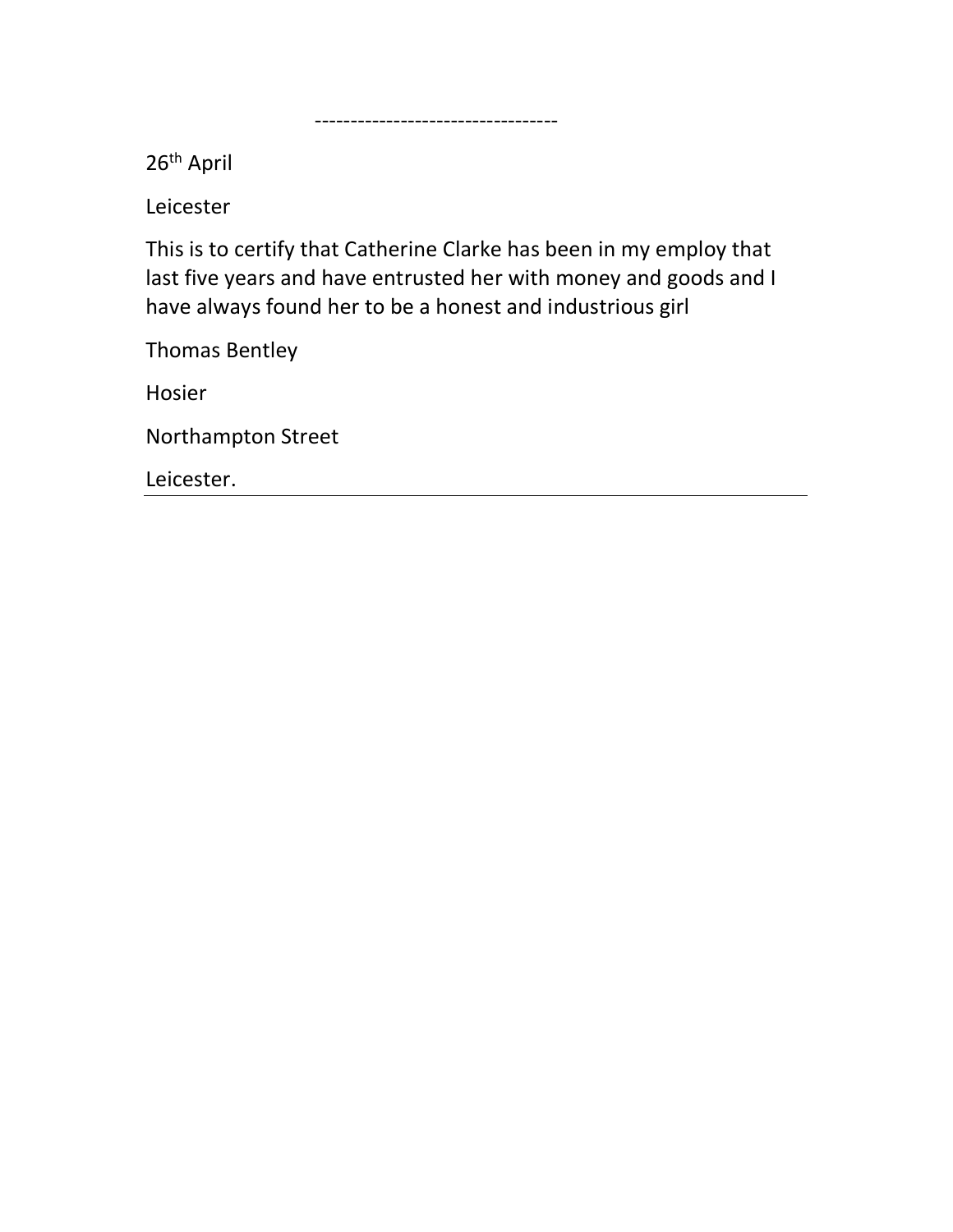----------------------------------

26th April

Leicester

This is to certify that Catherine Clarke has been in my employ that last five years and have entrusted her with money and goods and I have always found her to be a honest and industrious girl

Thomas Bentley

Hosier

Northampton Street

Leicester.

---